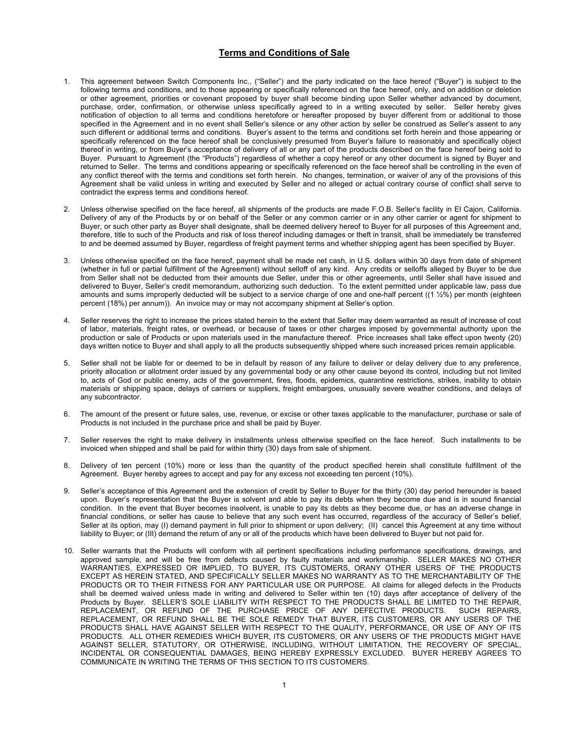# Terms and Conditions of Sale

1. This agreement between Switch Components Inc., ("Seller") and the party indicated on the face hereof ("Buyer") is subject to the following terms and conditions, and to those appearing or specifically referenced on the face hereof, only, and on addition or deletion or other agreement, priorities or covenant proposed by buyer shall become binding upon Seller whether advanced by document, purchase, order, confirmation, or otherwise unless specifically agreed to in a writing executed by seller. Seller hereby gives notification of objection to all terms and conditions heretofore or hereafter proposed by buyer different from or additional to those specified in the Agreement and in no event shall Seller's silence or any other action by seller be construed as Seller's assent to any such different or additional terms and conditions. Buyer's assent to the terms and conditions set forth herein and those appearing or specifically referenced on the face hereof shall be conclusively presumed from Buyer's failure to reasonably and specifically object thereof in writing, or from Buyer's acceptance of delivery of all or any part of the products described on the face hereof being sold to Buyer. Pursuant to Agreement (the "Products") regardless of whether a copy hereof or any other document is signed by Buyer and returned to Seller. The terms and conditions appearing or specifically referenced on the face hereof shall be controlling in the even of any conflict thereof with the terms and conditions set forth herein. No changes, termination, or waiver of any of the provisions of this Agreement shall be valid unless in writing and executed by Seller and no alleged or actual contrary course of conflict shall serve to contradict the express terms and conditions hereof.

2. Unless otherwise specified on the face hereof, all shipments of the products are made F.O.B. Seller's facility in El Cajon, California. Delivery of any of the Products by or on behalf of the Seller or any common carrier or in any other carrier or agent for shipment to Buyer, or such other party as Buyer shall designate, shall be deemed delivery hereof to Buyer for all purposes of this Agreement and, therefore, title to such of the Products and risk of loss thereof including damages or theft in transit, shall be immediately be transferred to and be deemed assumed by Buyer, regardless of freight payment terms and whether shipping agent has been specified by Buyer.

3. Unless otherwise specified on the face hereof, payment shall be made net cash, in U.S. dollars within 30 days from date of shipment (whether in full or partial fulfillment of the Agreement) without selloff of any kind. Any credits or selloffs alleged by Buyer to be due from Seller shall not be deducted from their amounts due Seller, under this or other agreements, until Seller shall have issued and delivered to Buyer, Seller's credit memorandum, authorizing such deduction. To the extent permitted under applicable law, pass due amounts and sums improperly deducted will be subject to a service charge of one and one-half percent ((1 ½%) per month (eighteen percent (18%) per annum)). An invoice may or may not accompany shipment at Seller's option.

4. Seller reserves the right to increase the prices stated herein to the extent that Seller may deem warranted as result of increase of cost of labor, materials, freight rates, or overhead, or because of taxes or other charges imposed by governmental authority upon the production or sale of Products or upon materials used in the manufacture thereof. Price increases shall take effect upon twenty (20) days written notice to Buyer and shall apply to all the products subsequently shipped where such increased prices remain applicable.

5. Seller shall not be liable for or deemed to be in default by reason of any failure to deliver or delay delivery due to any preference, priority allocation or allotment order issued by any governmental body or any other cause beyond its control, including but not limited to, acts of God or public enemy, acts of the government, fires, floods, epidemics, quarantine restrictions, strikes, inability to obtain materials or shipping space, delays of carriers or suppliers, freight embargoes, unusually severe weather conditions, and delays of any subcontractor.

6. The amount of the present or future sales, use, revenue, or excise or other taxes applicable to the manufacturer, purchase or sale of Products is not included in the purchase price and shall be paid by Buyer.

7. Seller reserves the right to make delivery in installments unless otherwise specified on the face hereof. Such installments to be invoiced when shipped and shall be paid for within thirty (30) days from sale of shipment.

8. Delivery of ten percent (10%) more or less than the quantity of the product specified herein shall constitute fulfillment of the Agreement. Buyer hereby agrees to accept and pay for any excess not exceeding ten percent (10%).

9. Seller's acceptance of this Agreement and the extension of credit by Seller to Buyer for the thirty (30) day period hereunder is based upon. Buyer's representation that the Buyer is solvent and able to pay its debts when they become due and is in sound financial condition. In the event that Buyer becomes insolvent, is unable to pay its debts as they become due, or has an adverse change in financial conditions, or seller has cause to believe that any such event has occurred, regardless of the accuracy of Seller's belief, Seller at its option, may (I) demand payment in full prior to shipment or upon delivery; (II) cancel this Agreement at any time without liability to Buyer; or (III) demand the return of any or all of the products which have been delivered to Buyer but not paid for.

10. Seller warrants that the Products will conform with all pertinent specifications including performance specifications, drawings, and approved sample, and will be free from defects caused by faulty materials and workmanship. SELLER MAKES NO OTHER WARRANTIES, EXPRESSED OR IMPLIED, TO BUYER, ITS CUSTOMERS, ORANY OTHER USERS OF THE PRODUCTS EXCEPT AS HEREIN STATED, AND SPECIFICALLY SELLER MAKES NO WARRANTY AS TO THE MERCHANTABILITY OF THE PRODUCTS OR TO THEIR FITNESS FOR ANY PARTICULAR USE OR PURPOSE. All claims for alleged defects in the Products shall be deemed waived unless made in writing and delivered to Seller within ten (10) days after acceptance of delivery of the Products by Buyer. SELLER'S SOLE LIABILITY WITH RESPECT TO THE PRODUCTS SHALL BE LIMITED TO THE REPAIR, REPLACEMENT, OR REFUND OF THE PURCHASE PRICE OF ANY DEFECTIVE PRODUCTS. SUCH REPAIRS, REPLACEMENT, OR REFUND SHALL BE THE SOLE REMEDY THAT BUYER, ITS CUSTOMERS, OR ANY USERS OF THE PRODUCTS SHALL HAVE AGAINST SELLER WITH RESPECT TO THE QUALITY, PERFORMANCE, OR USE OF ANY OF ITS PRODUCTS. ALL OTHER REMEDIES WHICH BUYER, ITS CUSTOMERS, OR ANY USERS OF THE PRODUCTS MIGHT HAVE AGAINST SELLER, STATUTORY, OR OTHERWISE, INCLUDING, WITHOUT LIMITATION, THE RECOVERY OF SPECIAL, INCIDENTAL OR CONSEQUENTIAL DAMAGES, BEING HEREBY EXPRESSLY EXCLUDED. BUYER HEREBY AGREES TO COMMUNICATE IN WRITING THE TERMS OF THIS SECTION TO ITS CUSTOMERS.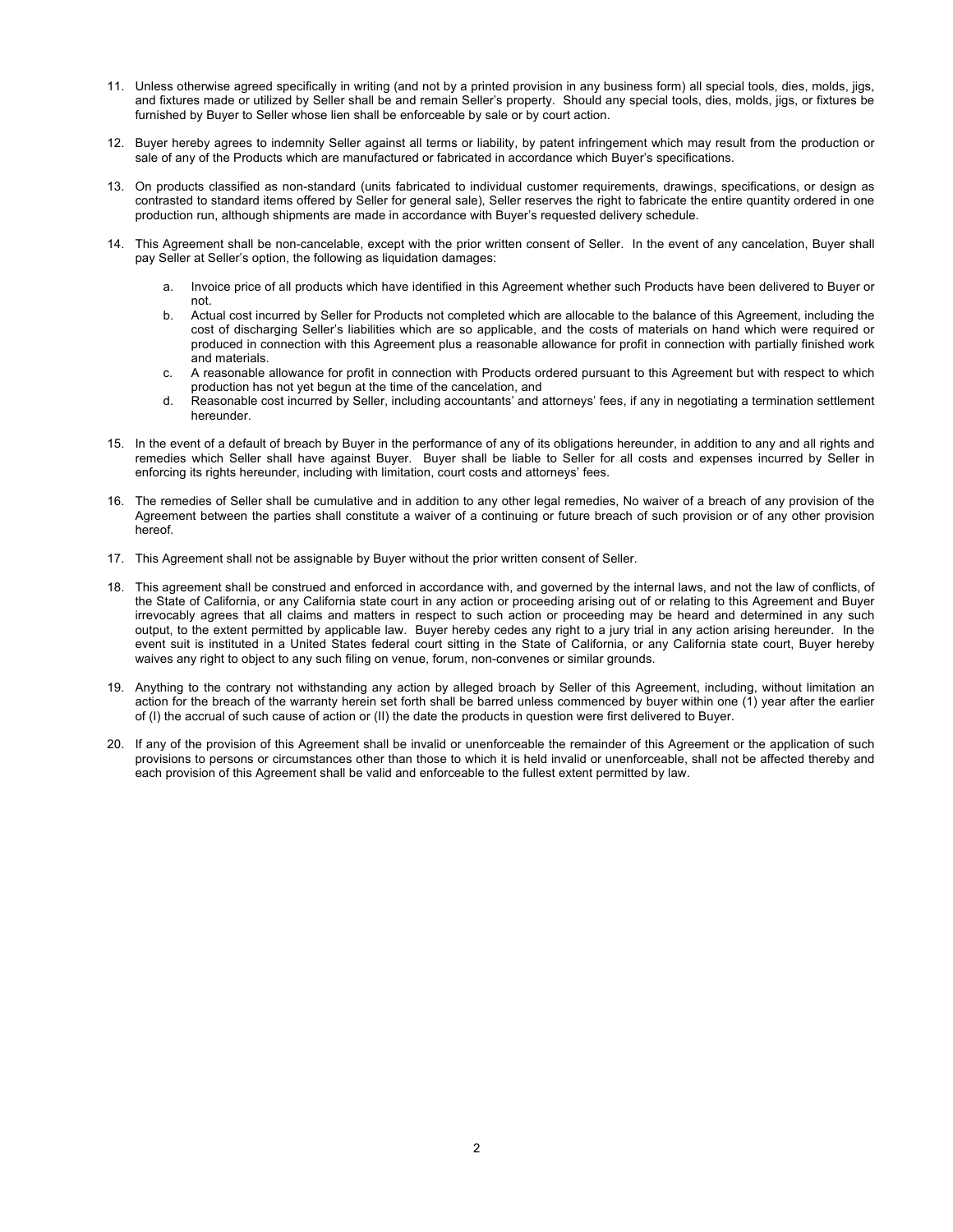11. Unless otherwise agreed specifically in writing (and not by a printed provision in any business form) all special tools, dies, molds, jigs, and fixtures made or utilized by Seller shall be and remain Seller's property. Should any special tools, dies, molds, jigs, or fixtures be furnished by Buyer to Seller whose lien shall be enforceable by sale or by court action.

12. Buyer hereby agrees to indemnity Seller against all terms or liability, by patent infringement which may result from the production or sale of any of the Products which are manufactured or fabricated in accordance which Buyer's specifications.

13. On products classified as non-standard (units fabricated to individual customer requirements, drawings, specifications, or design as contrasted to standard items offered by Seller for general sale), Seller reserves the right to fabricate the entire quantity ordered in one production run, although shipments are made in accordance with Buyer's requested delivery schedule.

14. This Agreement shall be non-cancelable, except with the prior written consent of Seller. In the event of any cancelation, Buyer shall pay Seller at Seller's option, the following as liquidation damages:

    a. Invoice price of all products which have identified in this Agreement whether such Products have been delivered to Buyer or not.
    b. Actual cost incurred by Seller for Products not completed which are allocable to the balance of this Agreement, including the cost of discharging Seller's liabilities which are so applicable, and the costs of materials on hand which were required or produced in connection with this Agreement plus a reasonable allowance for profit in connection with partially finished work and materials.
    c. A reasonable allowance for profit in connection with Products ordered pursuant to this Agreement but with respect to which production has not yet begun at the time of the cancelation, and
    d. Reasonable cost incurred by Seller, including accountants' and attorneys' fees, if any in negotiating a termination settlement hereunder.

15. In the event of a default of breach by Buyer in the performance of any of its obligations hereunder, in addition to any and all rights and remedies which Seller shall have against Buyer. Buyer shall be liable to Seller for all costs and expenses incurred by Seller in enforcing its rights hereunder, including with limitation, court costs and attorneys' fees.

16. The remedies of Seller shall be cumulative and in addition to any other legal remedies, No waiver of a breach of any provision of the Agreement between the parties shall constitute a waiver of a continuing or future breach of such provision or of any other provision hereof.

17. This Agreement shall not be assignable by Buyer without the prior written consent of Seller.

18. This agreement shall be construed and enforced in accordance with, and governed by the internal laws, and not the law of conflicts, of the State of California, or any California state court in any action or proceeding arising out of or relating to this Agreement and Buyer irrevocably agrees that all claims and matters in respect to such action or proceeding may be heard and determined in any such output, to the extent permitted by applicable law. Buyer hereby cedes any right to a jury trial in any action arising hereunder. In the event suit is instituted in a United States federal court sitting in the State of California, or any California state court, Buyer hereby waives any right to object to any such filing on venue, forum, non-convenes or similar grounds.

19. Anything to the contrary not withstanding any action by alleged broach by Seller of this Agreement, including, without limitation an action for the breach of the warranty herein set forth shall be barred unless commenced by buyer within one (1) year after the earlier of (I) the accrual of such cause of action or (II) the date the products in question were first delivered to Buyer.

20. If any of the provision of this Agreement shall be invalid or unenforceable the remainder of this Agreement or the application of such provisions to persons or circumstances other than those to which it is held invalid or unenforceable, shall not be affected thereby and each provision of this Agreement shall be valid and enforceable to the fullest extent permitted by law.